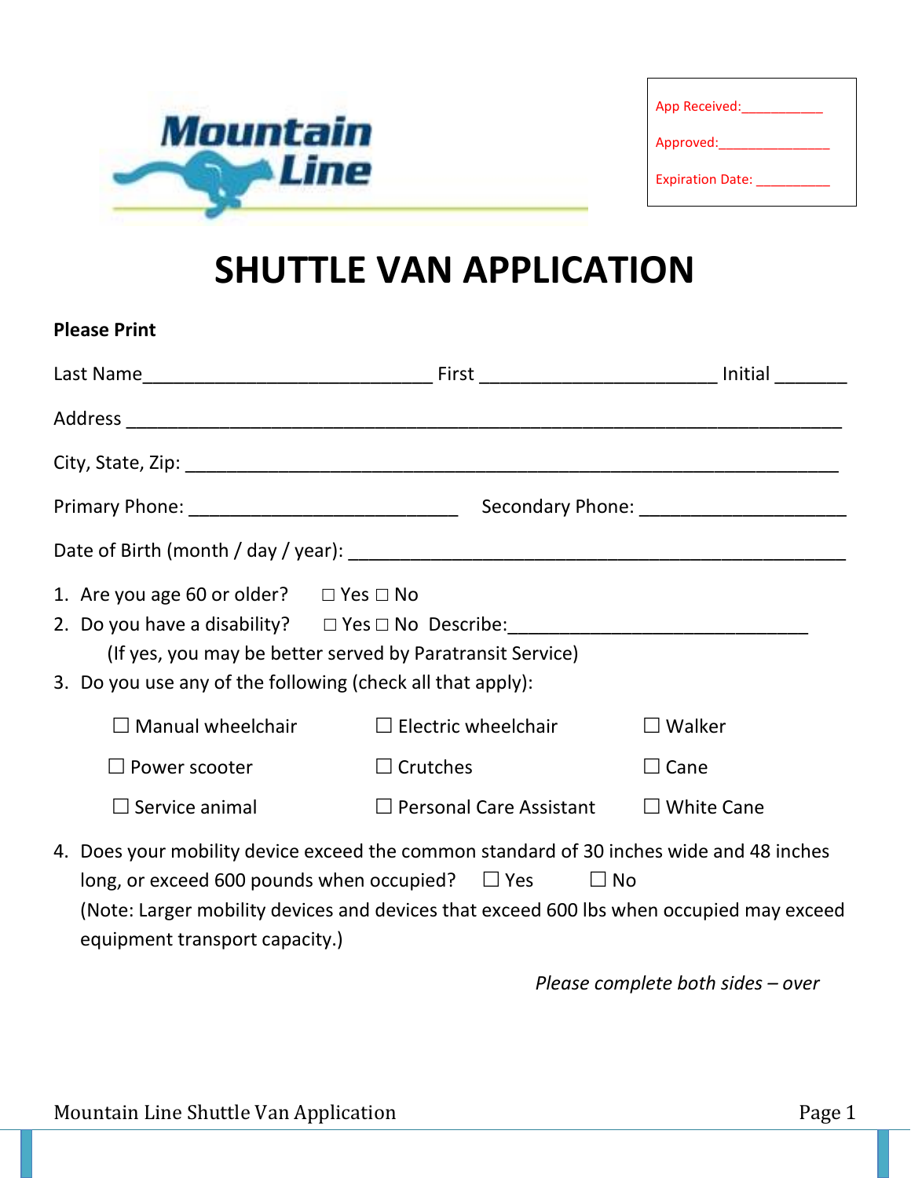Mountain Line

App Received:___________

Approved:_______________

Expiration Date: ___________

# SHUTTLE VAN APPLICATION

**Please Print**

Last Name____________________________ First _______________________ Initial _______

Address ________________________________________________________________

City, State, Zip: _____________________________________________________________

Primary Phone: __________________________ Secondary Phone: ____________________

Date of Birth (month / day / year): ________________________________________________

1. Are you age 60 or older? ☐ Yes ☐ No
2. Do you have a disability? ☐ Yes ☐ No Describe:______________________________

   (If yes, you may be better served by Paratransit Service)
3. Do you use any of the following (check all that apply):

   ☐ Manual wheelchair ☐ Electric wheelchair ☐ Walker

   ☐ Power scooter ☐ Crutches ☐ Cane

   ☐ Service animal ☐ Personal Care Assistant ☐ White Cane
4. Does your mobility device exceed the common standard of 30 inches wide and 48 inches long, or exceed 600 pounds when occupied? ☐ Yes ☐ No

   (Note: Larger mobility devices and devices that exceed 600 lbs when occupied may exceed equipment transport capacity.)

*Please complete both sides – over*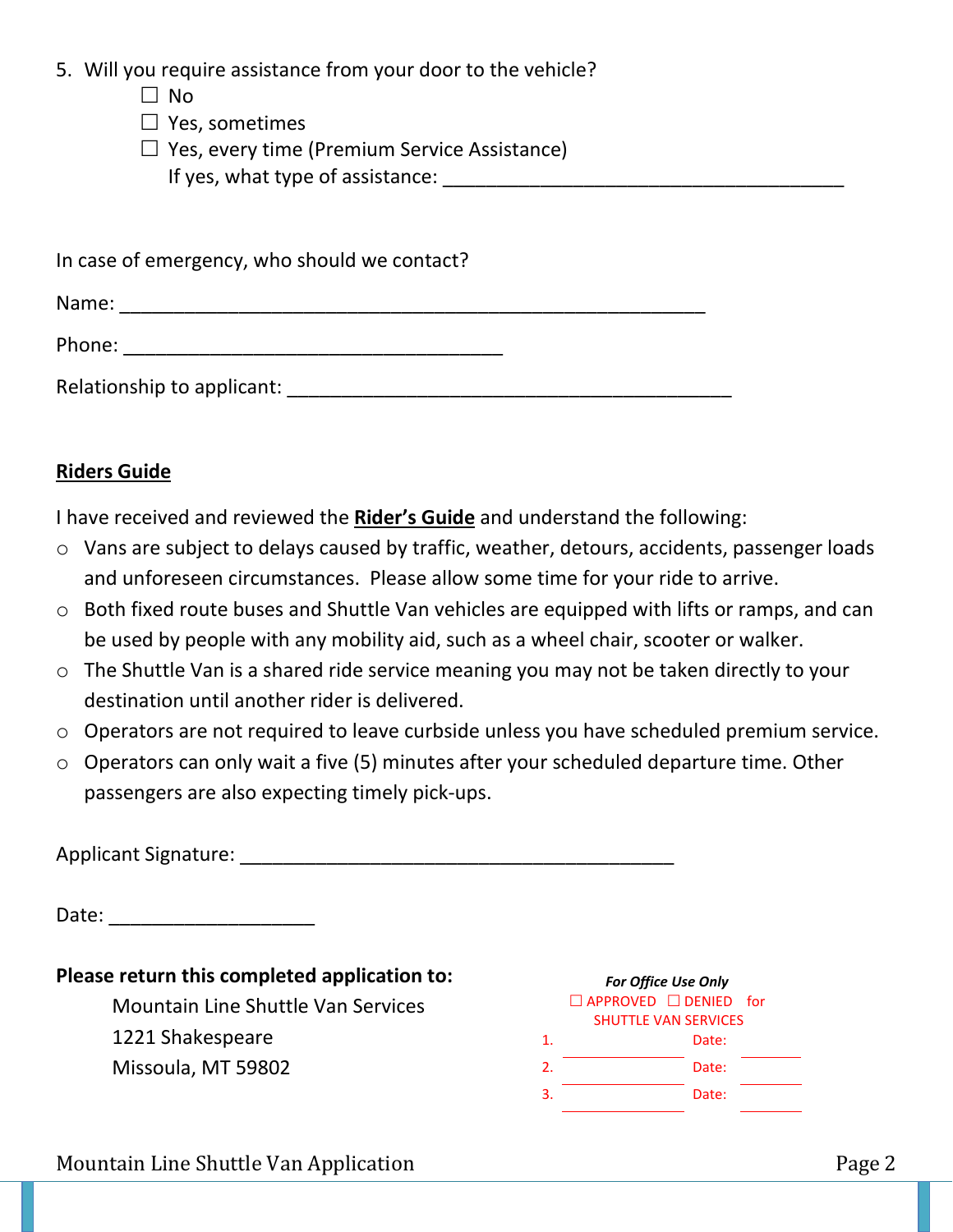5. Will you require assistance from your door to the vehicle?
   - ☐ No
   - ☐ Yes, sometimes
   - ☐ Yes, every time (Premium Service Assistance)

   If yes, what type of assistance: ______________________________________

In case of emergency, who should we contact?

Name: _______________________________________________________

Phone: ____________________________________

Relationship to applicant: __________________________________________

**<u>Riders Guide</u>**

I have received and reviewed the **<u>Rider's Guide</u>** and understand the following:

- Vans are subject to delays caused by traffic, weather, detours, accidents, passenger loads and unforeseen circumstances. Please allow some time for your ride to arrive.
- Both fixed route buses and Shuttle Van vehicles are equipped with lifts or ramps, and can be used by people with any mobility aid, such as a wheel chair, scooter or walker.
- The Shuttle Van is a shared ride service meaning you may not be taken directly to your destination until another rider is delivered.
- Operators are not required to leave curbside unless you have scheduled premium service.
- Operators can only wait a five (5) minutes after your scheduled departure time. Other passengers are also expecting timely pick-ups.

Applicant Signature: _________________________________________

Date: ___________________

**Please return this completed application to:**

Mountain Line Shuttle Van Services
1221 Shakespeare
Missoula, MT 59802

***For Office Use Only***

☐ APPROVED ☐ DENIED for SHUTTLE VAN SERVICES

1. ____________ Date: ______
2. ____________ Date: ______
3. ____________ Date: ______